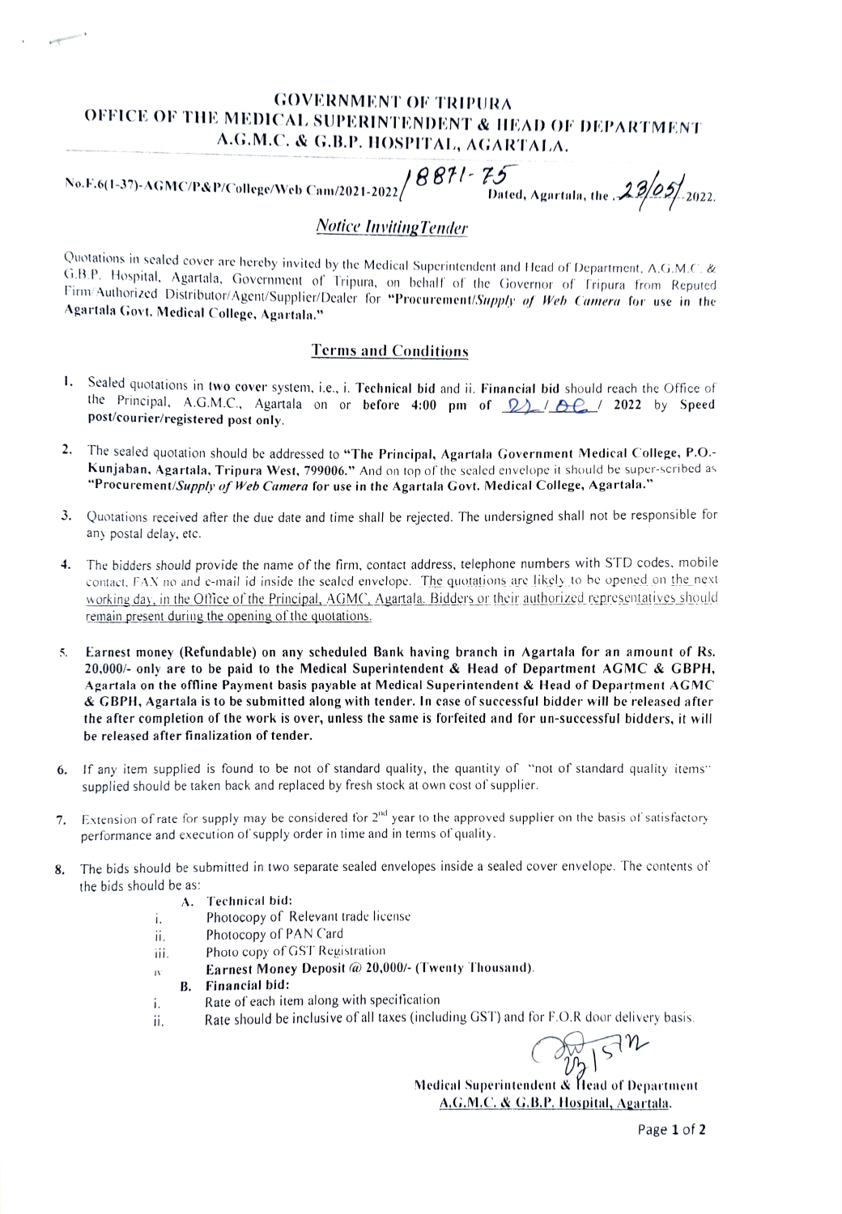# GOVERNMENT OF TRIPURA
## OFFICE OF THE MEDICAL SUPERINTENDENT & HEAD OF DEPARTMENT
## A.G.M.C. & G.B.P. HOSPITAL, AGARTALA.

No.F.6(1-37)-AGMC/P&P/College/Web Cam/2021-2022/ 18871-75 Dated, Agartala, the 23/05/2022.

### *Notice InvitingTender*

Quotations in sealed cover are hereby invited by the Medical Superintendent and Head of Department, A.G.M.C. & G.B.P. Hospital, Agartala, Government of Tripura, on behalf of the Governor of Tripura from Reputed Firm/Authorized Distributor/Agent/Supplier/Dealer for **"Procurement/*Supply of Web Camera* for use in the Agartala Govt. Medical College, Agartala."**

### Terms and Conditions

1. Sealed quotations in **two cover** system, i.e., i. **Technical bid** and ii. **Financial bid** should reach the Office of the Principal, A.G.M.C., Agartala on or **before 4:00 pm of 22 / 06 / 2022** by **Speed post/courier/registered post only**.

2. The sealed quotation should be addressed to **"The Principal, Agartala Government Medical College, P.O.- Kunjaban, Agartala, Tripura West, 799006."** And on top of the sealed envelope it should be super-scribed as **"Procurement/*Supply of Web Camera* for use in the Agartala Govt. Medical College, Agartala."**

3. Quotations received after the due date and time shall be rejected. The undersigned shall not be responsible for any postal delay, etc.

4. The bidders should provide the name of the firm, contact address, telephone numbers with STD codes, mobile contact, FAX no and e-mail id inside the sealed envelope. The quotations are likely to be opened on the next working day, in the Office of the Principal, AGMC, Agartala. Bidders or their authorized representatives should remain present during the opening of the quotations.

5. **Earnest money (Refundable) on any scheduled Bank having branch in Agartala for an amount of Rs. 20,000/- only are to be paid to the Medical Superintendent & Head of Department AGMC & GBPH, Agartala on the offline Payment basis payable at Medical Superintendent & Head of Department AGMC & GBPH, Agartala is to be submitted along with tender. In case of successful bidder will be released after the after completion of the work is over, unless the same is forfeited and for un-successful bidders, it will be released after finalization of tender.**

6. If any item supplied is found to be not of standard quality, the quantity of "not of standard quality items" supplied should be taken back and replaced by fresh stock at own cost of supplier.

7. Extension of rate for supply may be considered for 2nd year to the approved supplier on the basis of satisfactory performance and execution of supply order in time and in terms of quality.

8. The bids should be submitted in two separate sealed envelopes inside a sealed cover envelope. The contents of the bids should be as:
   - **A. Technical bid:**
     - i. Photocopy of Relevant trade license
     - ii. Photocopy of PAN Card
     - iii. Photo copy of GST Registration
     - iv. **Earnest Money Deposit @ 20,000/- (Twenty Thousand).**
   - **B. Financial bid:**
     - i. Rate of each item along with specification
     - ii. Rate should be inclusive of all taxes (including GST) and for F.O.R door delivery basis.

Medical Superintendent & Head of Department
A.G.M.C. & G.B.P. Hospital, Agartala.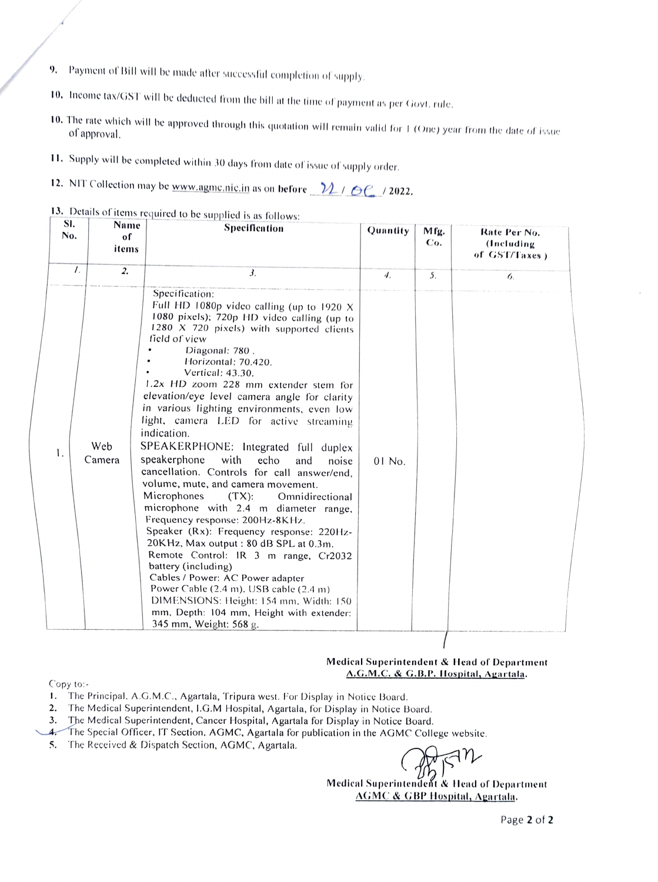9. Payment of Bill will be made after successful completion of supply.

10. Income tax/GST will be deducted from the bill at the time of payment as per Govt. rule.

10. The rate which will be approved through this quotation will remain valid for 1 (One) year from the date of issue of approval.

11. Supply will be completed within 30 days from date of issue of supply order.

12. NIT Collection may be www.agmc.nic.in as on before 22 / 06 / 2022.

13. Details of items required to be supplied is as follows:

| Sl. No. | Name of items | Specification | Quantity | Mfg. Co. | Rate Per No. (Including of GST/Taxes) |
|---|---|---|---|---|---|
| 1. | 2. | 3. | 4. | 5. | 6. |
| 1. | Web Camera | Specification: Full HD 1080p video calling (up to 1920 X 1080 pixels); 720p HD video calling (up to 1280 X 720 pixels) with supported clients field of view<br>• Diagonal: 780.<br>• Horizontal: 70.420.<br>• Vertical: 43.30.<br>1.2x HD zoom 228 mm extender stem for elevation/eye level camera angle for clarity in various lighting environments, even low light, camera LED for active streaming indication.<br>SPEAKERPHONE: Integrated full duplex speakerphone with echo and noise cancellation. Controls for call answer/end, volume, mute, and camera movement.<br>Microphones (TX): Omnidirectional microphone with 2.4 m diameter range. Frequency response: 200Hz-8KHz.<br>Speaker (Rx): Frequency response: 220Hz-20KHz, Max output : 80 dB SPL at 0.3m.<br>Remote Control: IR 3 m range, Cr2032 battery (including)<br>Cables / Power: AC Power adapter<br>Power Cable (2.4 m), USB cable (2.4 m)<br>DIMENSIONS: Height: 154 mm, Width: 150 mm, Depth: 104 mm, Height with extender: 345 mm, Weight: 568 g. | 01 No. | | |

**Medical Superintendent & Head of Department**
**A.G.M.C. & G.B.P. Hospital, Agartala.**

Copy to:-

1. The Principal, A.G.M.C., Agartala, Tripura west. For Display in Notice Board.
2. The Medical Superintendent, I.G.M Hospital, Agartala, for Display in Notice Board.
3. The Medical Superintendent, Cancer Hospital, Agartala for Display in Notice Board.
4. The Special Officer, IT Section, AGMC, Agartala for publication in the AGMC College website.
5. The Received & Dispatch Section, AGMC, Agartala.

**Medical Superintendent & Head of Department**
**AGMC & GBP Hospital, Agartala.**